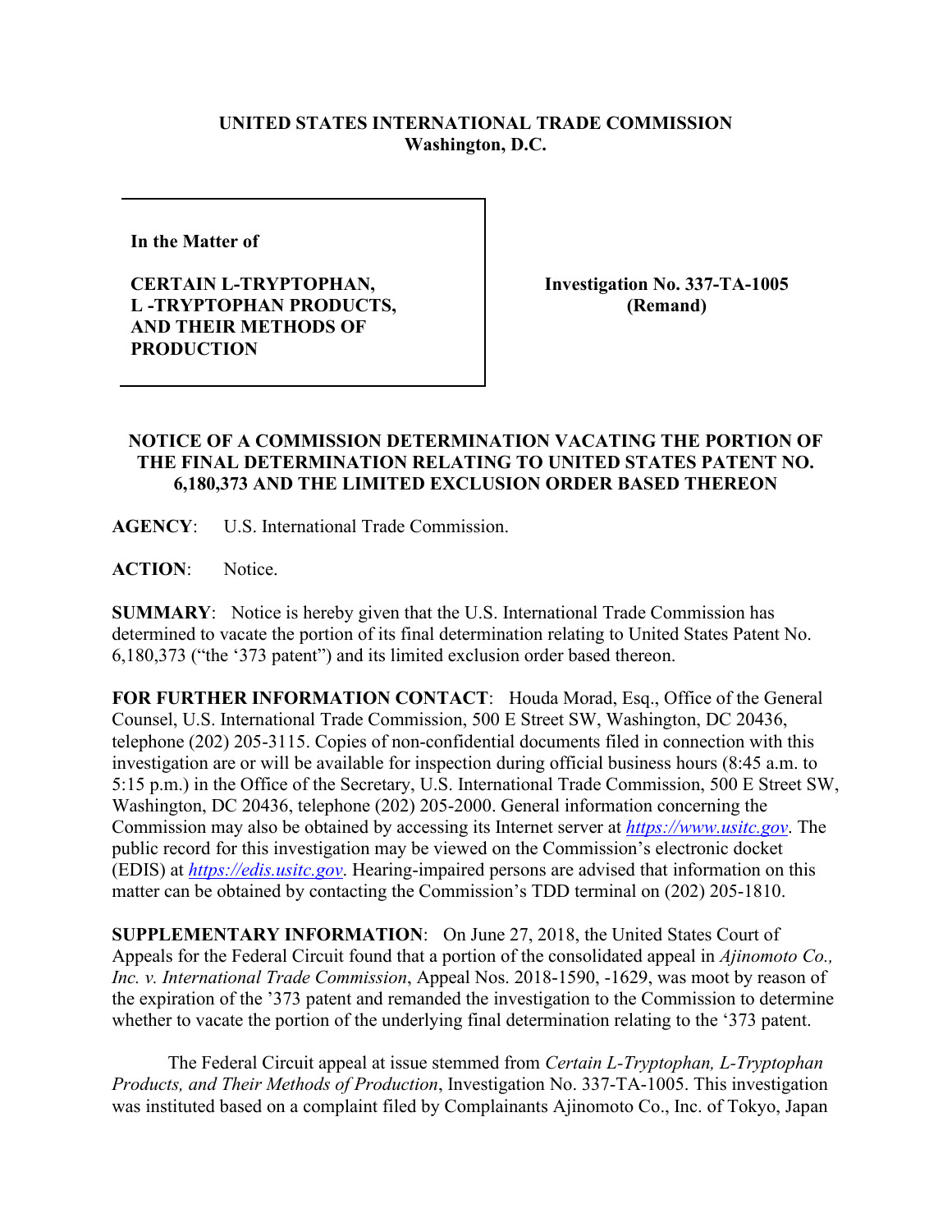**UNITED STATES INTERNATIONAL TRADE COMMISSION**
**Washington, D.C.**

| In the Matter of<br><br>**CERTAIN L-TRYPTOPHAN, L -TRYPTOPHAN PRODUCTS, AND THEIR METHODS OF PRODUCTION** | **Investigation No. 337-TA-1005 (Remand)** |
|---|---|

**NOTICE OF A COMMISSION DETERMINATION VACATING THE PORTION OF THE FINAL DETERMINATION RELATING TO UNITED STATES PATENT NO. 6,180,373 AND THE LIMITED EXCLUSION ORDER BASED THEREON**

**AGENCY**: U.S. International Trade Commission.

**ACTION**: Notice.

**SUMMARY**: Notice is hereby given that the U.S. International Trade Commission has determined to vacate the portion of its final determination relating to United States Patent No. 6,180,373 ("the '373 patent") and its limited exclusion order based thereon.

**FOR FURTHER INFORMATION CONTACT**: Houda Morad, Esq., Office of the General Counsel, U.S. International Trade Commission, 500 E Street SW, Washington, DC 20436, telephone (202) 205-3115. Copies of non-confidential documents filed in connection with this investigation are or will be available for inspection during official business hours (8:45 a.m. to 5:15 p.m.) in the Office of the Secretary, U.S. International Trade Commission, 500 E Street SW, Washington, DC 20436, telephone (202) 205-2000. General information concerning the Commission may also be obtained by accessing its Internet server at *https://www.usitc.gov*. The public record for this investigation may be viewed on the Commission's electronic docket (EDIS) at *https://edis.usitc.gov*. Hearing-impaired persons are advised that information on this matter can be obtained by contacting the Commission's TDD terminal on (202) 205-1810.

**SUPPLEMENTARY INFORMATION**: On June 27, 2018, the United States Court of Appeals for the Federal Circuit found that a portion of the consolidated appeal in *Ajinomoto Co., Inc. v. International Trade Commission*, Appeal Nos. 2018-1590, -1629, was moot by reason of the expiration of the '373 patent and remanded the investigation to the Commission to determine whether to vacate the portion of the underlying final determination relating to the '373 patent.

The Federal Circuit appeal at issue stemmed from *Certain L-Tryptophan, L-Tryptophan Products, and Their Methods of Production*, Investigation No. 337-TA-1005. This investigation was instituted based on a complaint filed by Complainants Ajinomoto Co., Inc. of Tokyo, Japan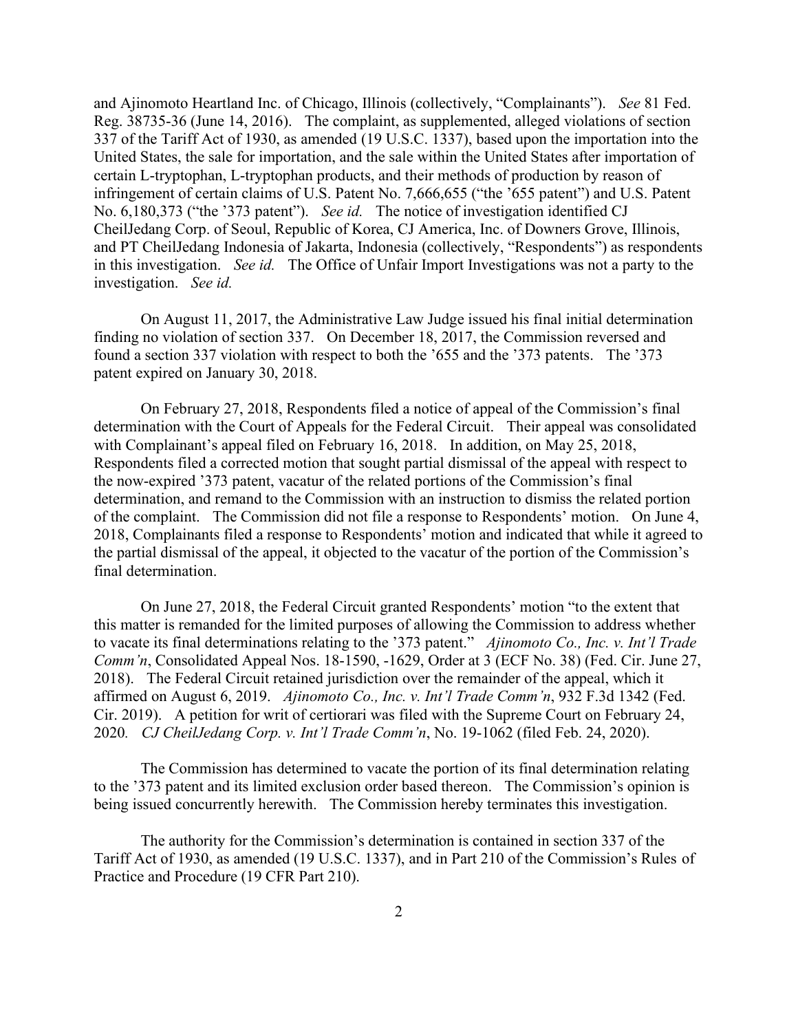and Ajinomoto Heartland Inc. of Chicago, Illinois (collectively, "Complainants"). *See* 81 Fed. Reg. 38735-36 (June 14, 2016). The complaint, as supplemented, alleged violations of section 337 of the Tariff Act of 1930, as amended (19 U.S.C. 1337), based upon the importation into the United States, the sale for importation, and the sale within the United States after importation of certain L-tryptophan, L-tryptophan products, and their methods of production by reason of infringement of certain claims of U.S. Patent No. 7,666,655 ("the '655 patent") and U.S. Patent No. 6,180,373 ("the '373 patent"). *See id.* The notice of investigation identified CJ CheilJedang Corp. of Seoul, Republic of Korea, CJ America, Inc. of Downers Grove, Illinois, and PT CheilJedang Indonesia of Jakarta, Indonesia (collectively, "Respondents") as respondents in this investigation. *See id.* The Office of Unfair Import Investigations was not a party to the investigation. *See id.*

On August 11, 2017, the Administrative Law Judge issued his final initial determination finding no violation of section 337. On December 18, 2017, the Commission reversed and found a section 337 violation with respect to both the '655 and the '373 patents. The '373 patent expired on January 30, 2018.

On February 27, 2018, Respondents filed a notice of appeal of the Commission's final determination with the Court of Appeals for the Federal Circuit. Their appeal was consolidated with Complainant's appeal filed on February 16, 2018. In addition, on May 25, 2018, Respondents filed a corrected motion that sought partial dismissal of the appeal with respect to the now-expired '373 patent, vacatur of the related portions of the Commission's final determination, and remand to the Commission with an instruction to dismiss the related portion of the complaint. The Commission did not file a response to Respondents' motion. On June 4, 2018, Complainants filed a response to Respondents' motion and indicated that while it agreed to the partial dismissal of the appeal, it objected to the vacatur of the portion of the Commission's final determination.

On June 27, 2018, the Federal Circuit granted Respondents' motion "to the extent that this matter is remanded for the limited purposes of allowing the Commission to address whether to vacate its final determinations relating to the '373 patent." *Ajinomoto Co., Inc. v. Int'l Trade Comm'n*, Consolidated Appeal Nos. 18-1590, -1629, Order at 3 (ECF No. 38) (Fed. Cir. June 27, 2018). The Federal Circuit retained jurisdiction over the remainder of the appeal, which it affirmed on August 6, 2019. *Ajinomoto Co., Inc. v. Int'l Trade Comm'n*, 932 F.3d 1342 (Fed. Cir. 2019). A petition for writ of certiorari was filed with the Supreme Court on February 24, 2020*. CJ CheilJedang Corp. v. Int'l Trade Comm'n*, No. 19-1062 (filed Feb. 24, 2020).

The Commission has determined to vacate the portion of its final determination relating to the '373 patent and its limited exclusion order based thereon. The Commission's opinion is being issued concurrently herewith. The Commission hereby terminates this investigation.

The authority for the Commission's determination is contained in section 337 of the Tariff Act of 1930, as amended (19 U.S.C. 1337), and in Part 210 of the Commission's Rules of Practice and Procedure (19 CFR Part 210).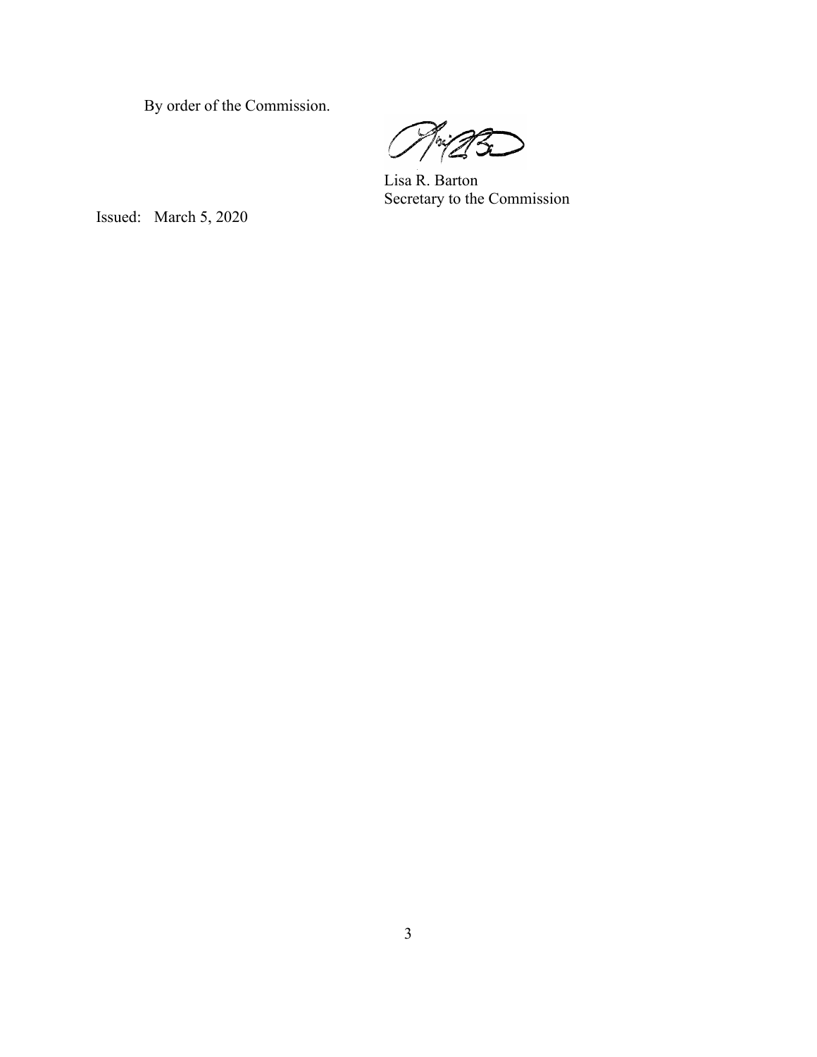By order of the Commission.

Lisa R. Barton
Secretary to the Commission

Issued: March 5, 2020